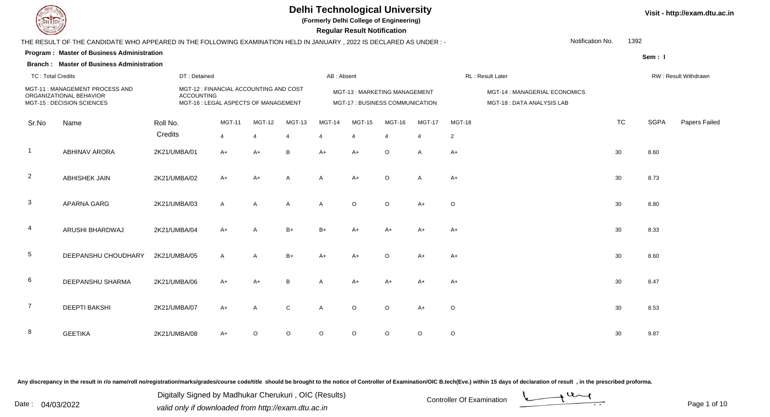# Delhi Technological University

**(Formerly Delhi College of Engineering)**

**Regular Result Notification**

Visit - http://exam.dtu.ac.in

THE RESULT OF THE CANDIDATE WHO APPEARED IN THE FOLLOWING EXAMINATION HELD IN JANUARY , 2022 IS DECLARED AS UNDER : -

Notification No. 1392

**Program : Master of Business Administration**

**Sem : I**

**Branch : Master of Business Administration**

TC : Total Credits | DT : Detained | AB : Absent | RL : Result Later | RW : Result Withdrawn

MGT-11 : MANAGEMENT PROCESS AND ORGANIZATIONAL BEHAVIOR
MGT-12 : FINANCIAL ACCOUNTING AND COST ACCOUNTING
MGT-13 : MARKETING MANAGEMENT
MGT-14 : MANAGERIAL ECONOMICS
MGT-15 : DECISION SCIENCES
MGT-16 : LEGAL ASPECTS OF MANAGEMENT
MGT-17 : BUSINESS COMMUNICATION
MGT-18 : DATA ANALYSIS LAB

| Sr.No | Name | Roll No. | MGT-11 | MGT-12 | MGT-13 | MGT-14 | MGT-15 | MGT-16 | MGT-17 | MGT-18 | TC | SGPA | Papers Failed |
|---|---|---|---|---|---|---|---|---|---|---|---|---|---|
| | | Credits | 4 | 4 | 4 | 4 | 4 | 4 | 4 | 2 | | | |
| 1 | ABHINAV ARORA | 2K21/UMBA/01 | A+ | A+ | B | A+ | A+ | O | A | A+ | 30 | 8.60 | |
| 2 | ABHISHEK JAIN | 2K21/UMBA/02 | A+ | A+ | A | A | A+ | O | A | A+ | 30 | 8.73 | |
| 3 | APARNA GARG | 2K21/UMBA/03 | A | A | A | A | O | O | A+ | O | 30 | 8.80 | |
| 4 | ARUSHI BHARDWAJ | 2K21/UMBA/04 | A+ | A | B+ | B+ | A+ | A+ | A+ | A+ | 30 | 8.33 | |
| 5 | DEEPANSHU CHOUDHARY | 2K21/UMBA/05 | A | A | B+ | A+ | A+ | O | A+ | A+ | 30 | 8.60 | |
| 6 | DEEPANSHU SHARMA | 2K21/UMBA/06 | A+ | A+ | B | A | A+ | A+ | A+ | A+ | 30 | 8.47 | |
| 7 | DEEPTI BAKSHI | 2K21/UMBA/07 | A+ | A | C | A | O | O | A+ | O | 30 | 8.53 | |
| 8 | GEETIKA | 2K21/UMBA/08 | A+ | O | O | O | O | O | O | O | 30 | 9.87 | |

Any discrepancy in the result in r/o name/roll no/registration/marks/grades/course code/title should be brought to the notice of Controller of Examination/OIC B.tech(Eve.) within 15 days of declaration of result , in the prescribed proforma.

Date : 04/03/2022

Digitally Signed by Madhukar Cherukuri , OIC (Results)
valid only if downloaded from http://exam.dtu.ac.in

Controller Of Examination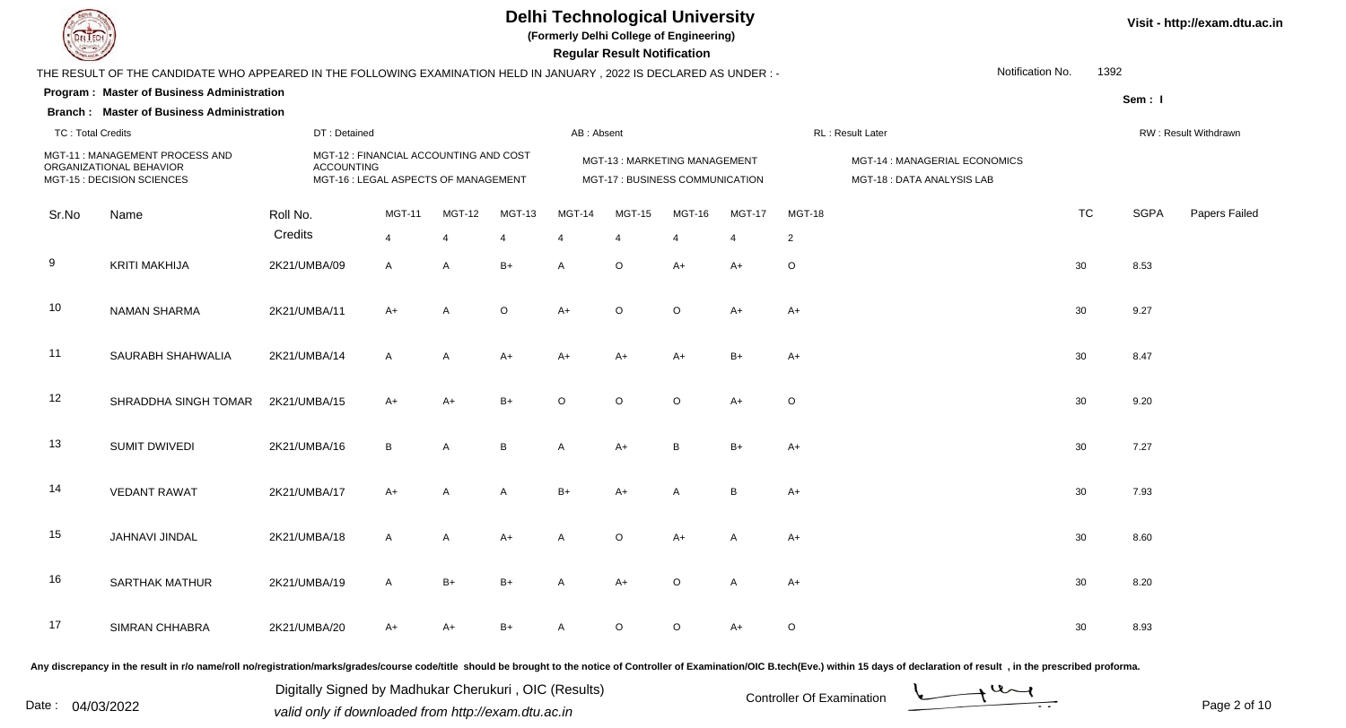# Delhi Technological University

**(Formerly Delhi College of Engineering)**

**Regular Result Notification**

Visit - http://exam.dtu.ac.in

THE RESULT OF THE CANDIDATE WHO APPEARED IN THE FOLLOWING EXAMINATION HELD IN JANUARY , 2022 IS DECLARED AS UNDER : -

Notification No. 1392

**Program : Master of Business Administration**

**Sem : I**

**Branch : Master of Business Administration**

TC : Total Credits | DT : Detained | AB : Absent | RL : Result Later | RW : Result Withdrawn

MGT-11 : MANAGEMENT PROCESS AND ORGANIZATIONAL BEHAVIOR
MGT-12 : FINANCIAL ACCOUNTING AND COST ACCOUNTING
MGT-13 : MARKETING MANAGEMENT
MGT-14 : MANAGERIAL ECONOMICS
MGT-15 : DECISION SCIENCES
MGT-16 : LEGAL ASPECTS OF MANAGEMENT
MGT-17 : BUSINESS COMMUNICATION
MGT-18 : DATA ANALYSIS LAB

| Sr.No | Name | Roll No. | MGT-11 | MGT-12 | MGT-13 | MGT-14 | MGT-15 | MGT-16 | MGT-17 | MGT-18 | TC | SGPA | Papers Failed |
|---|---|---|---|---|---|---|---|---|---|---|---|---|---|
| | | Credits | 4 | 4 | 4 | 4 | 4 | 4 | 4 | 2 | | | |
| 9 | KRITI MAKHIJA | 2K21/UMBA/09 | A | A | B+ | A | O | A+ | A+ | O | 30 | 8.53 | |
| 10 | NAMAN SHARMA | 2K21/UMBA/11 | A+ | A | O | A+ | O | O | A+ | A+ | 30 | 9.27 | |
| 11 | SAURABH SHAHWALIA | 2K21/UMBA/14 | A | A | A+ | A+ | A+ | A+ | B+ | A+ | 30 | 8.47 | |
| 12 | SHRADDHA SINGH TOMAR | 2K21/UMBA/15 | A+ | A+ | B+ | O | O | O | A+ | O | 30 | 9.20 | |
| 13 | SUMIT DWIVEDI | 2K21/UMBA/16 | B | A | B | A | A+ | B | B+ | A+ | 30 | 7.27 | |
| 14 | VEDANT RAWAT | 2K21/UMBA/17 | A+ | A | A | B+ | A+ | A | B | A+ | 30 | 7.93 | |
| 15 | JAHNAVI JINDAL | 2K21/UMBA/18 | A | A | A+ | A | O | A+ | A | A+ | 30 | 8.60 | |
| 16 | SARTHAK MATHUR | 2K21/UMBA/19 | A | B+ | B+ | A | A+ | O | A | A+ | 30 | 8.20 | |
| 17 | SIMRAN CHHABRA | 2K21/UMBA/20 | A+ | A+ | B+ | A | O | O | A+ | O | 30 | 8.93 | |

Any discrepancy in the result in r/o name/roll no/registration/marks/grades/course code/title should be brought to the notice of Controller of Examination/OIC B.tech(Eve.) within 15 days of declaration of result , in the prescribed proforma.

Date : 04/03/2022

Digitally Signed by Madhukar Cherukuri , OIC (Results)
valid only if downloaded from http://exam.dtu.ac.in

Controller Of Examination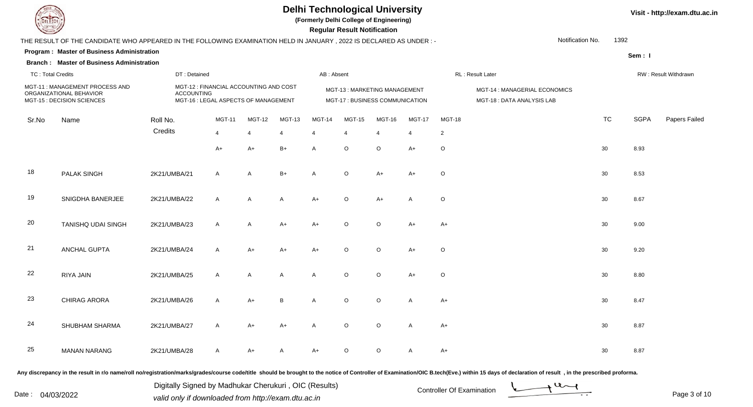# Delhi Technological University

**(Formerly Delhi College of Engineering)**

**Regular Result Notification**

THE RESULT OF THE CANDIDATE WHO APPEARED IN THE FOLLOWING EXAMINATION HELD IN JANUARY , 2022 IS DECLARED AS UNDER : -

Notification No. 1392

**Program : Master of Business Administration**

**Sem : I**

**Branch : Master of Business Administration**

TC : Total Credits | DT : Detained | AB : Absent | RL : Result Later | RW : Result Withdrawn

MGT-11 : MANAGEMENT PROCESS AND ORGANIZATIONAL BEHAVIOR
MGT-12 : FINANCIAL ACCOUNTING AND COST ACCOUNTING
MGT-13 : MARKETING MANAGEMENT
MGT-14 : MANAGERIAL ECONOMICS
MGT-15 : DECISION SCIENCES
MGT-16 : LEGAL ASPECTS OF MANAGEMENT
MGT-17 : BUSINESS COMMUNICATION
MGT-18 : DATA ANALYSIS LAB

| Sr.No | Name | Roll No. | MGT-11 | MGT-12 | MGT-13 | MGT-14 | MGT-15 | MGT-16 | MGT-17 | MGT-18 | TC | SGPA | Papers Failed |
|---|---|---|---|---|---|---|---|---|---|---|---|---|---|
| | | Credits | 4 | 4 | 4 | 4 | 4 | 4 | 4 | 2 | | | |
| | | | A+ | A+ | B+ | A | O | O | A+ | O | 30 | 8.93 | |
| 18 | PALAK SINGH | 2K21/UMBA/21 | A | A | B+ | A | O | A+ | A+ | O | 30 | 8.53 | |
| 19 | SNIGDHA BANERJEE | 2K21/UMBA/22 | A | A | A | A+ | O | A+ | A | O | 30 | 8.67 | |
| 20 | TANISHQ UDAI SINGH | 2K21/UMBA/23 | A | A | A+ | A+ | O | O | A+ | A+ | 30 | 9.00 | |
| 21 | ANCHAL GUPTA | 2K21/UMBA/24 | A | A+ | A+ | A+ | O | O | A+ | O | 30 | 9.20 | |
| 22 | RIYA JAIN | 2K21/UMBA/25 | A | A | A | A | O | O | A+ | O | 30 | 8.80 | |
| 23 | CHIRAG ARORA | 2K21/UMBA/26 | A | A+ | B | A | O | O | A | A+ | 30 | 8.47 | |
| 24 | SHUBHAM SHARMA | 2K21/UMBA/27 | A | A+ | A+ | A | O | O | A | A+ | 30 | 8.87 | |
| 25 | MANAN NARANG | 2K21/UMBA/28 | A | A+ | A | A+ | O | O | A | A+ | 30 | 8.87 | |

Any discrepancy in the result in r/o name/roll no/registration/marks/grades/course code/title should be brought to the notice of Controller of Examination/OIC B.tech(Eve.) within 15 days of declaration of result , in the prescribed proforma.

Date : 04/03/2022

Digitally Signed by Madhukar Cherukuri , OIC (Results)
valid only if downloaded from http://exam.dtu.ac.in

Controller Of Examination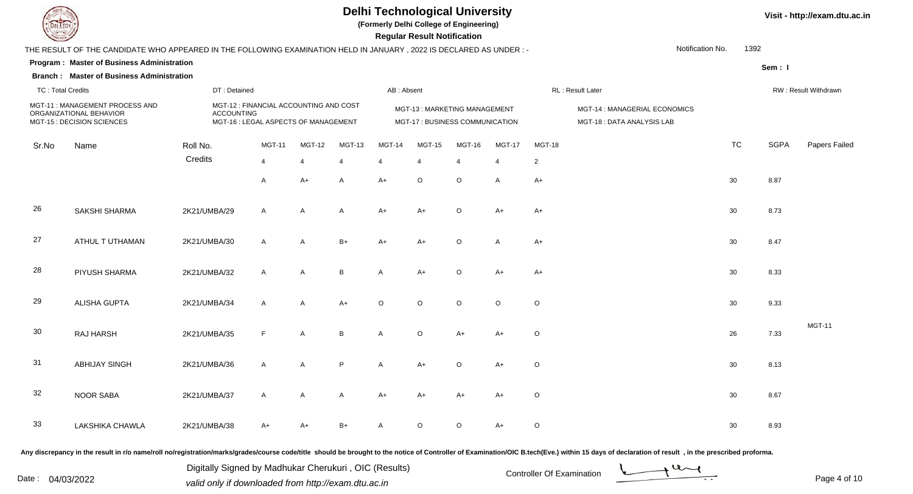# Delhi Technological University

**(Formerly Delhi College of Engineering)**

**Regular Result Notification**

Visit - http://exam.dtu.ac.in

THE RESULT OF THE CANDIDATE WHO APPEARED IN THE FOLLOWING EXAMINATION HELD IN JANUARY , 2022 IS DECLARED AS UNDER : -

Notification No. 1392

**Program : Master of Business Administration**

**Sem : I**

**Branch : Master of Business Administration**

TC : Total Credits | DT : Detained | AB : Absent | RL : Result Later | RW : Result Withdrawn

MGT-11 : MANAGEMENT PROCESS AND ORGANIZATIONAL BEHAVIOR
MGT-12 : FINANCIAL ACCOUNTING AND COST ACCOUNTING
MGT-13 : MARKETING MANAGEMENT
MGT-14 : MANAGERIAL ECONOMICS
MGT-15 : DECISION SCIENCES
MGT-16 : LEGAL ASPECTS OF MANAGEMENT
MGT-17 : BUSINESS COMMUNICATION
MGT-18 : DATA ANALYSIS LAB

| Sr.No | Name | Roll No. | MGT-11 | MGT-12 | MGT-13 | MGT-14 | MGT-15 | MGT-16 | MGT-17 | MGT-18 | TC | SGPA | Papers Failed |
|---|---|---|---|---|---|---|---|---|---|---|---|---|---|
| | | Credits | 4 | 4 | 4 | 4 | 4 | 4 | 4 | 2 | | | |
| | | | A | A+ | A | A+ | O | O | A | A+ | 30 | 8.87 | |
| 26 | SAKSHI SHARMA | 2K21/UMBA/29 | A | A | A | A+ | A+ | O | A+ | A+ | 30 | 8.73 | |
| 27 | ATHUL T UTHAMAN | 2K21/UMBA/30 | A | A | B+ | A+ | A+ | O | A | A+ | 30 | 8.47 | |
| 28 | PIYUSH SHARMA | 2K21/UMBA/32 | A | A | B | A | A+ | O | A+ | A+ | 30 | 8.33 | |
| 29 | ALISHA GUPTA | 2K21/UMBA/34 | A | A | A+ | O | O | O | O | O | 30 | 9.33 | |
| 30 | RAJ HARSH | 2K21/UMBA/35 | F | A | B | A | O | A+ | A+ | O | 26 | 7.33 | MGT-11 |
| 31 | ABHIJAY SINGH | 2K21/UMBA/36 | A | A | P | A | A+ | O | A+ | O | 30 | 8.13 | |
| 32 | NOOR SABA | 2K21/UMBA/37 | A | A | A | A+ | A+ | A+ | A+ | O | 30 | 8.67 | |
| 33 | LAKSHIKA CHAWLA | 2K21/UMBA/38 | A+ | A+ | B+ | A | O | O | A+ | O | 30 | 8.93 | |

Any discrepancy in the result in r/o name/roll no/registration/marks/grades/course code/title should be brought to the notice of Controller of Examination/OIC B.tech(Eve.) within 15 days of declaration of result , in the prescribed proforma.

Date : 04/03/2022

Digitally Signed by Madhukar Cherukuri , OIC (Results)
valid only if downloaded from http://exam.dtu.ac.in

Controller Of Examination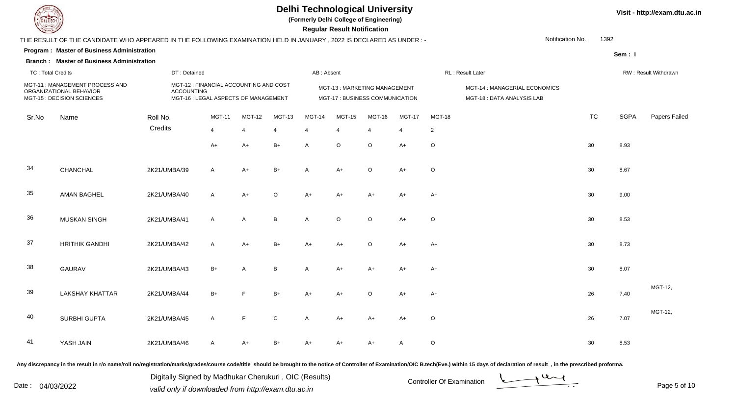# Delhi Technological University

**(Formerly Delhi College of Engineering)**

**Regular Result Notification**

Visit - http://exam.dtu.ac.in

THE RESULT OF THE CANDIDATE WHO APPEARED IN THE FOLLOWING EXAMINATION HELD IN JANUARY , 2022 IS DECLARED AS UNDER : -

Notification No. 1392

**Program : Master of Business Administration**

**Sem : I**

**Branch : Master of Business Administration**

TC : Total Credits | DT : Detained | AB : Absent | RL : Result Later | RW : Result Withdrawn

MGT-11 : MANAGEMENT PROCESS AND ORGANIZATIONAL BEHAVIOR
MGT-12 : FINANCIAL ACCOUNTING AND COST ACCOUNTING
MGT-13 : MARKETING MANAGEMENT
MGT-14 : MANAGERIAL ECONOMICS
MGT-15 : DECISION SCIENCES
MGT-16 : LEGAL ASPECTS OF MANAGEMENT
MGT-17 : BUSINESS COMMUNICATION
MGT-18 : DATA ANALYSIS LAB

| Sr.No | Name | Roll No. | MGT-11 | MGT-12 | MGT-13 | MGT-14 | MGT-15 | MGT-16 | MGT-17 | MGT-18 | TC | SGPA | Papers Failed |
|---|---|---|---|---|---|---|---|---|---|---|---|---|---|
| | | Credits | 4 | 4 | 4 | 4 | 4 | 4 | 4 | 2 | | | |
| | | | A+ | A+ | B+ | A | O | O | A+ | O | 30 | 8.93 | |
| 34 | CHANCHAL | 2K21/UMBA/39 | A | A+ | B+ | A | A+ | O | A+ | O | 30 | 8.67 | |
| 35 | AMAN BAGHEL | 2K21/UMBA/40 | A | A+ | O | A+ | A+ | A+ | A+ | A+ | 30 | 9.00 | |
| 36 | MUSKAN SINGH | 2K21/UMBA/41 | A | A | B | A | O | O | A+ | O | 30 | 8.53 | |
| 37 | HRITHIK GANDHI | 2K21/UMBA/42 | A | A+ | B+ | A+ | A+ | O | A+ | A+ | 30 | 8.73 | |
| 38 | GAURAV | 2K21/UMBA/43 | B+ | A | B | A | A+ | A+ | A+ | A+ | 30 | 8.07 | |
| 39 | LAKSHAY KHATTAR | 2K21/UMBA/44 | B+ | F | B+ | A+ | A+ | O | A+ | A+ | 26 | 7.40 | MGT-12, |
| 40 | SURBHI GUPTA | 2K21/UMBA/45 | A | F | C | A | A+ | A+ | A+ | O | 26 | 7.07 | MGT-12, |
| 41 | YASH JAIN | 2K21/UMBA/46 | A | A+ | B+ | A+ | A+ | A+ | A | O | 30 | 8.53 | |

Any discrepancy in the result in r/o name/roll no/registration/marks/grades/course code/title should be brought to the notice of Controller of Examination/OIC B.tech(Eve.) within 15 days of declaration of result , in the prescribed proforma.

Date : 04/03/2022

Digitally Signed by Madhukar Cherukuri , OIC (Results)
valid only if downloaded from http://exam.dtu.ac.in

Controller Of Examination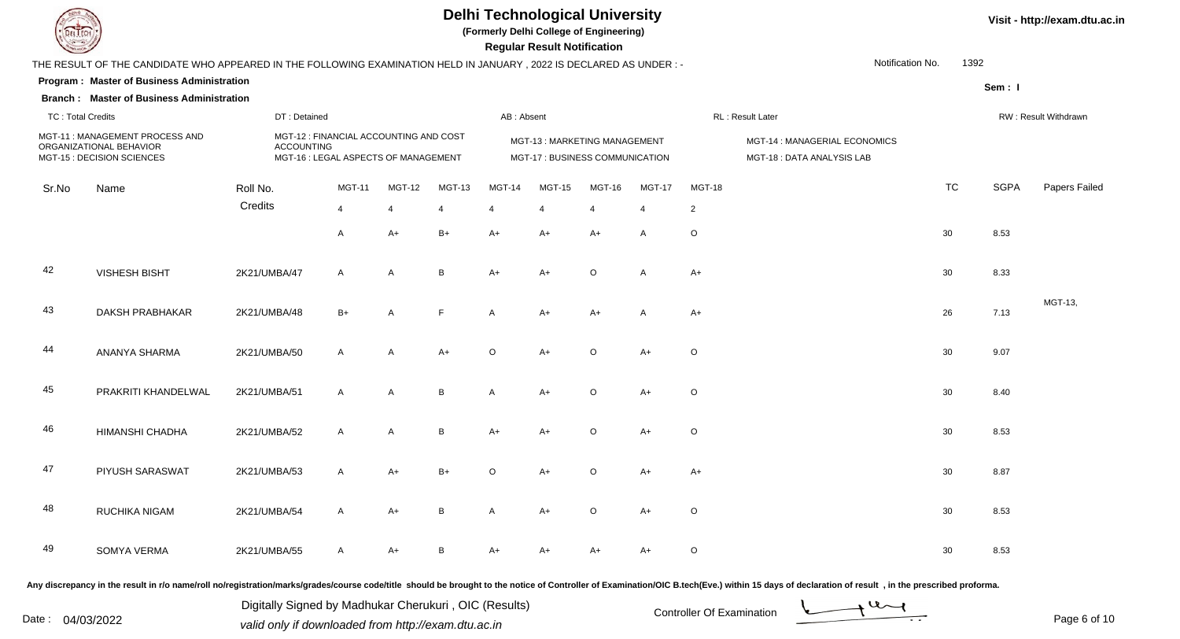# Delhi Technological University

**(Formerly Delhi College of Engineering)**

**Regular Result Notification**

Visit - http://exam.dtu.ac.in

THE RESULT OF THE CANDIDATE WHO APPEARED IN THE FOLLOWING EXAMINATION HELD IN JANUARY , 2022 IS DECLARED AS UNDER : -

Notification No. 1392

**Program : Master of Business Administration**

**Branch : Master of Business Administration**

Sem : I

TC : Total Credits | DT : Detained | AB : Absent | RL : Result Later | RW : Result Withdrawn

MGT-11 : MANAGEMENT PROCESS AND ORGANIZATIONAL BEHAVIOR
MGT-12 : FINANCIAL ACCOUNTING AND COST ACCOUNTING
MGT-13 : MARKETING MANAGEMENT
MGT-14 : MANAGERIAL ECONOMICS
MGT-15 : DECISION SCIENCES
MGT-16 : LEGAL ASPECTS OF MANAGEMENT
MGT-17 : BUSINESS COMMUNICATION
MGT-18 : DATA ANALYSIS LAB

| Sr.No | Name | Roll No. | MGT-11 | MGT-12 | MGT-13 | MGT-14 | MGT-15 | MGT-16 | MGT-17 | MGT-18 | TC | SGPA | Papers Failed |
|---|---|---|---|---|---|---|---|---|---|---|---|---|---|
| | | Credits | 4 | 4 | 4 | 4 | 4 | 4 | 4 | 2 | | | |
| | | | A | A+ | B+ | A+ | A+ | A+ | A | O | 30 | 8.53 | |
| 42 | VISHESH BISHT | 2K21/UMBA/47 | A | A | B | A+ | A+ | O | A | A+ | 30 | 8.33 | |
| 43 | DAKSH PRABHAKAR | 2K21/UMBA/48 | B+ | A | F | A | A+ | A+ | A | A+ | 26 | 7.13 | MGT-13, |
| 44 | ANANYA SHARMA | 2K21/UMBA/50 | A | A | A+ | O | A+ | O | A+ | O | 30 | 9.07 | |
| 45 | PRAKRITI KHANDELWAL | 2K21/UMBA/51 | A | A | B | A | A+ | O | A+ | O | 30 | 8.40 | |
| 46 | HIMANSHI CHADHA | 2K21/UMBA/52 | A | A | B | A+ | A+ | O | A+ | O | 30 | 8.53 | |
| 47 | PIYUSH SARASWAT | 2K21/UMBA/53 | A | A+ | B+ | O | A+ | O | A+ | A+ | 30 | 8.87 | |
| 48 | RUCHIKA NIGAM | 2K21/UMBA/54 | A | A+ | B | A | A+ | O | A+ | O | 30 | 8.53 | |
| 49 | SOMYA VERMA | 2K21/UMBA/55 | A | A+ | B | A+ | A+ | A+ | A+ | O | 30 | 8.53 | |

Any discrepancy in the result in r/o name/roll no/registration/marks/grades/course code/title should be brought to the notice of Controller of Examination/OIC B.tech(Eve.) within 15 days of declaration of result , in the prescribed proforma.

Date : 04/03/2022

Digitally Signed by Madhukar Cherukuri , OIC (Results)
valid only if downloaded from http://exam.dtu.ac.in

Controller Of Examination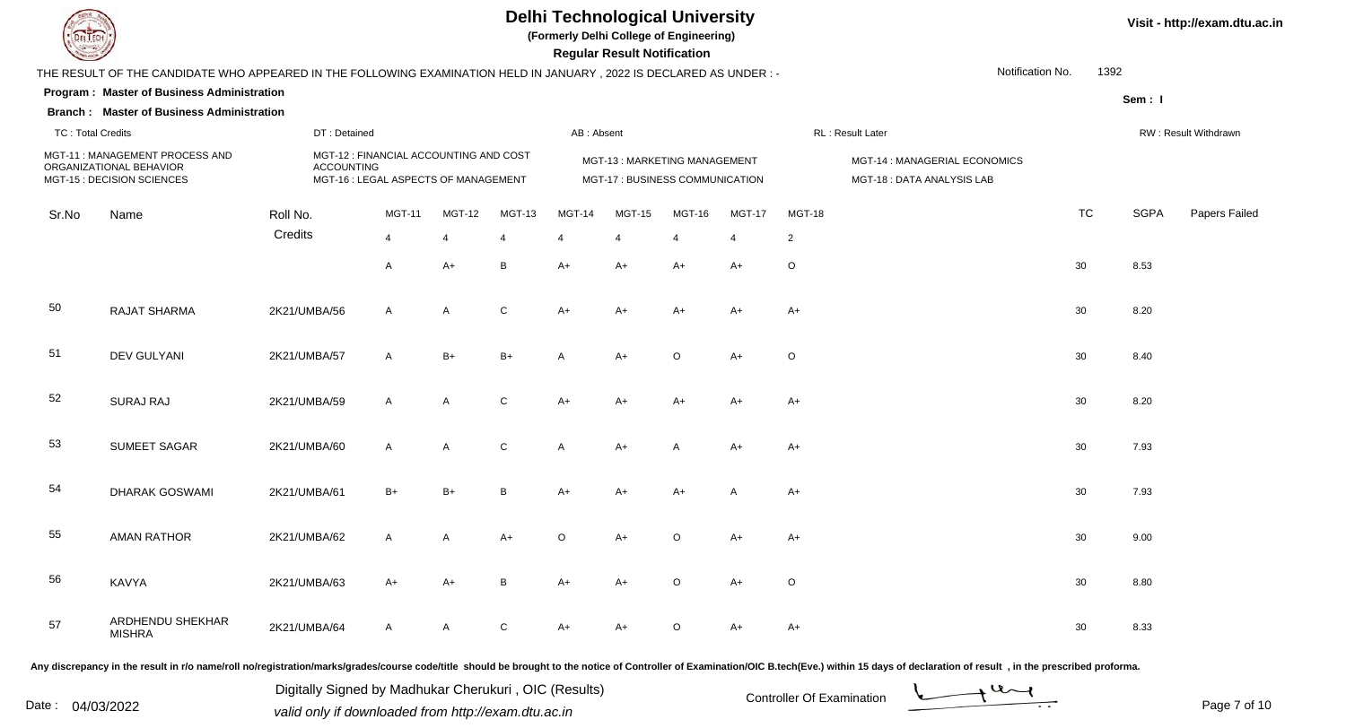# Delhi Technological University

**(Formerly Delhi College of Engineering)**

**Regular Result Notification**

Visit - http://exam.dtu.ac.in

THE RESULT OF THE CANDIDATE WHO APPEARED IN THE FOLLOWING EXAMINATION HELD IN JANUARY , 2022 IS DECLARED AS UNDER : -

Notification No. 1392

**Program : Master of Business Administration**

**Branch : Master of Business Administration**

Sem : I

TC : Total Credits | DT : Detained | AB : Absent | RL : Result Later | RW : Result Withdrawn

MGT-11 : MANAGEMENT PROCESS AND ORGANIZATIONAL BEHAVIOR
MGT-12 : FINANCIAL ACCOUNTING AND COST ACCOUNTING
MGT-13 : MARKETING MANAGEMENT
MGT-14 : MANAGERIAL ECONOMICS
MGT-15 : DECISION SCIENCES
MGT-16 : LEGAL ASPECTS OF MANAGEMENT
MGT-17 : BUSINESS COMMUNICATION
MGT-18 : DATA ANALYSIS LAB

| Sr.No | Name | Roll No. | MGT-11 | MGT-12 | MGT-13 | MGT-14 | MGT-15 | MGT-16 | MGT-17 | MGT-18 | TC | SGPA | Papers Failed |
|---|---|---|---|---|---|---|---|---|---|---|---|---|---|
| | | Credits | 4 | 4 | 4 | 4 | 4 | 4 | 4 | 2 | | | |
| | | | A | A+ | B | A+ | A+ | A+ | A+ | O | 30 | 8.53 | |
| 50 | RAJAT SHARMA | 2K21/UMBA/56 | A | A | C | A+ | A+ | A+ | A+ | A+ | 30 | 8.20 | |
| 51 | DEV GULYANI | 2K21/UMBA/57 | A | B+ | B+ | A | A+ | O | A+ | O | 30 | 8.40 | |
| 52 | SURAJ RAJ | 2K21/UMBA/59 | A | A | C | A+ | A+ | A+ | A+ | A+ | 30 | 8.20 | |
| 53 | SUMEET SAGAR | 2K21/UMBA/60 | A | A | C | A | A+ | A | A+ | A+ | 30 | 7.93 | |
| 54 | DHARAK GOSWAMI | 2K21/UMBA/61 | B+ | B+ | B | A+ | A+ | A+ | A | A+ | 30 | 7.93 | |
| 55 | AMAN RATHOR | 2K21/UMBA/62 | A | A | A+ | O | A+ | O | A+ | A+ | 30 | 9.00 | |
| 56 | KAVYA | 2K21/UMBA/63 | A+ | A+ | B | A+ | A+ | O | A+ | O | 30 | 8.80 | |
| 57 | ARDHENDU SHEKHAR MISHRA | 2K21/UMBA/64 | A | A | C | A+ | A+ | O | A+ | A+ | 30 | 8.33 | |

Any discrepancy in the result in r/o name/roll no/registration/marks/grades/course code/title should be brought to the notice of Controller of Examination/OIC B.tech(Eve.) within 15 days of declaration of result , in the prescribed proforma.

Date : 04/03/2022

Digitally Signed by Madhukar Cherukuri , OIC (Results)
valid only if downloaded from http://exam.dtu.ac.in

Controller Of Examination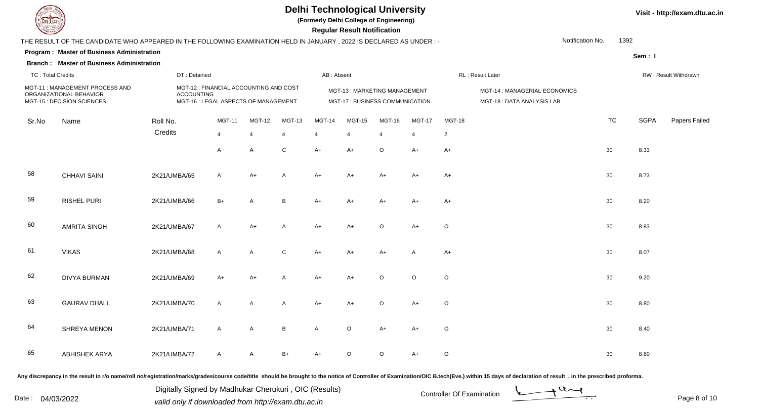# Delhi Technological University

**(Formerly Delhi College of Engineering)**

**Regular Result Notification**

Visit - http://exam.dtu.ac.in

THE RESULT OF THE CANDIDATE WHO APPEARED IN THE FOLLOWING EXAMINATION HELD IN JANUARY , 2022 IS DECLARED AS UNDER : -

Notification No. 1392

**Program : Master of Business Administration**

**Branch : Master of Business Administration**

Sem : I

TC : Total Credits | DT : Detained | AB : Absent | RL : Result Later | RW : Result Withdrawn

MGT-11 : MANAGEMENT PROCESS AND ORGANIZATIONAL BEHAVIOR
MGT-12 : FINANCIAL ACCOUNTING AND COST ACCOUNTING
MGT-13 : MARKETING MANAGEMENT
MGT-14 : MANAGERIAL ECONOMICS
MGT-15 : DECISION SCIENCES
MGT-16 : LEGAL ASPECTS OF MANAGEMENT
MGT-17 : BUSINESS COMMUNICATION
MGT-18 : DATA ANALYSIS LAB

| Sr.No | Name | Roll No. | MGT-11 | MGT-12 | MGT-13 | MGT-14 | MGT-15 | MGT-16 | MGT-17 | MGT-18 | TC | SGPA | Papers Failed |
|---|---|---|---|---|---|---|---|---|---|---|---|---|---|
| | | Credits | 4 | 4 | 4 | 4 | 4 | 4 | 4 | 2 | | | |
| | | | A | A | C | A+ | A+ | O | A+ | A+ | 30 | 8.33 | |
| 58 | CHHAVI SAINI | 2K21/UMBA/65 | A | A+ | A | A+ | A+ | A+ | A+ | A+ | 30 | 8.73 | |
| 59 | RISHEL PURI | 2K21/UMBA/66 | B+ | A | B | A+ | A+ | A+ | A+ | A+ | 30 | 8.20 | |
| 60 | AMRITA SINGH | 2K21/UMBA/67 | A | A+ | A | A+ | A+ | O | A+ | O | 30 | 8.93 | |
| 61 | VIKAS | 2K21/UMBA/68 | A | A | C | A+ | A+ | A+ | A | A+ | 30 | 8.07 | |
| 62 | DIVYA BURMAN | 2K21/UMBA/69 | A+ | A+ | A | A+ | A+ | O | O | O | 30 | 9.20 | |
| 63 | GAURAV DHALL | 2K21/UMBA/70 | A | A | A | A+ | A+ | O | A+ | O | 30 | 8.80 | |
| 64 | SHREYA MENON | 2K21/UMBA/71 | A | A | B | A | O | A+ | A+ | O | 30 | 8.40 | |
| 65 | ABHISHEK ARYA | 2K21/UMBA/72 | A | A | B+ | A+ | O | O | A+ | O | 30 | 8.80 | |

Any discrepancy in the result in r/o name/roll no/registration/marks/grades/course code/title should be brought to the notice of Controller of Examination/OIC B.tech(Eve.) within 15 days of declaration of result , in the prescribed proforma.

Date : 04/03/2022

Digitally Signed by Madhukar Cherukuri , OIC (Results)
valid only if downloaded from http://exam.dtu.ac.in

Controller Of Examination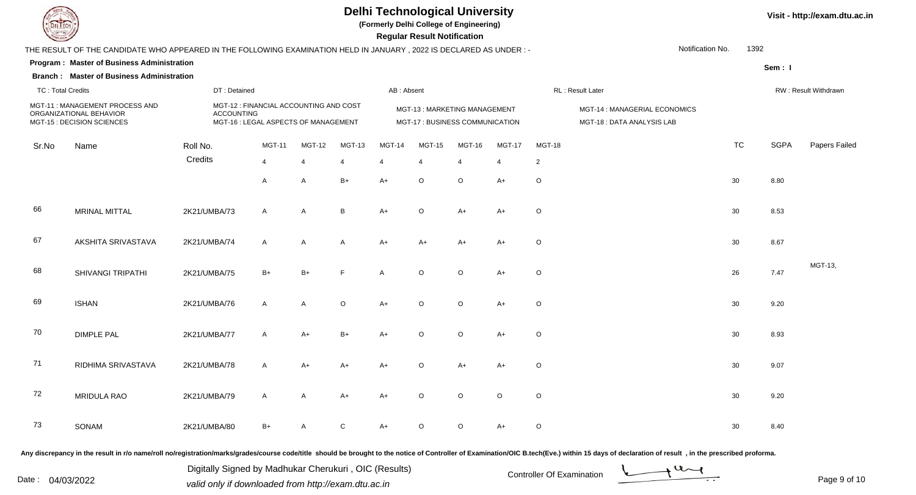# Delhi Technological University

**(Formerly Delhi College of Engineering)**

**Regular Result Notification**

Visit - http://exam.dtu.ac.in

THE RESULT OF THE CANDIDATE WHO APPEARED IN THE FOLLOWING EXAMINATION HELD IN JANUARY , 2022 IS DECLARED AS UNDER : -

Notification No. 1392

**Program : Master of Business Administration**

**Sem : I**

**Branch : Master of Business Administration**

TC : Total Credits | DT : Detained | AB : Absent | RL : Result Later | RW : Result Withdrawn

MGT-11 : MANAGEMENT PROCESS AND ORGANIZATIONAL BEHAVIOR
MGT-12 : FINANCIAL ACCOUNTING AND COST ACCOUNTING
MGT-13 : MARKETING MANAGEMENT
MGT-14 : MANAGERIAL ECONOMICS
MGT-15 : DECISION SCIENCES
MGT-16 : LEGAL ASPECTS OF MANAGEMENT
MGT-17 : BUSINESS COMMUNICATION
MGT-18 : DATA ANALYSIS LAB

| Sr.No | Name | Roll No. | MGT-11 | MGT-12 | MGT-13 | MGT-14 | MGT-15 | MGT-16 | MGT-17 | MGT-18 | TC | SGPA | Papers Failed |
|---|---|---|---|---|---|---|---|---|---|---|---|---|---|
| | | Credits | 4 | 4 | 4 | 4 | 4 | 4 | 4 | 2 | | | |
| | | | A | A | B+ | A+ | O | O | A+ | O | 30 | 8.80 | |
| 66 | MRINAL MITTAL | 2K21/UMBA/73 | A | A | B | A+ | O | A+ | A+ | O | 30 | 8.53 | |
| 67 | AKSHITA SRIVASTAVA | 2K21/UMBA/74 | A | A | A | A+ | A+ | A+ | A+ | O | 30 | 8.67 | |
| 68 | SHIVANGI TRIPATHI | 2K21/UMBA/75 | B+ | B+ | F | A | O | O | A+ | O | 26 | 7.47 | MGT-13, |
| 69 | ISHAN | 2K21/UMBA/76 | A | A | O | A+ | O | O | A+ | O | 30 | 9.20 | |
| 70 | DIMPLE PAL | 2K21/UMBA/77 | A | A+ | B+ | A+ | O | O | A+ | O | 30 | 8.93 | |
| 71 | RIDHIMA SRIVASTAVA | 2K21/UMBA/78 | A | A+ | A+ | A+ | O | A+ | A+ | O | 30 | 9.07 | |
| 72 | MRIDULA RAO | 2K21/UMBA/79 | A | A | A+ | A+ | O | O | O | O | 30 | 9.20 | |
| 73 | SONAM | 2K21/UMBA/80 | B+ | A | C | A+ | O | O | A+ | O | 30 | 8.40 | |

Any discrepancy in the result in r/o name/roll no/registration/marks/grades/course code/title should be brought to the notice of Controller of Examination/OIC B.tech(Eve.) within 15 days of declaration of result , in the prescribed proforma.

Date : 04/03/2022

Digitally Signed by Madhukar Cherukuri , OIC (Results)
valid only if downloaded from http://exam.dtu.ac.in

Controller Of Examination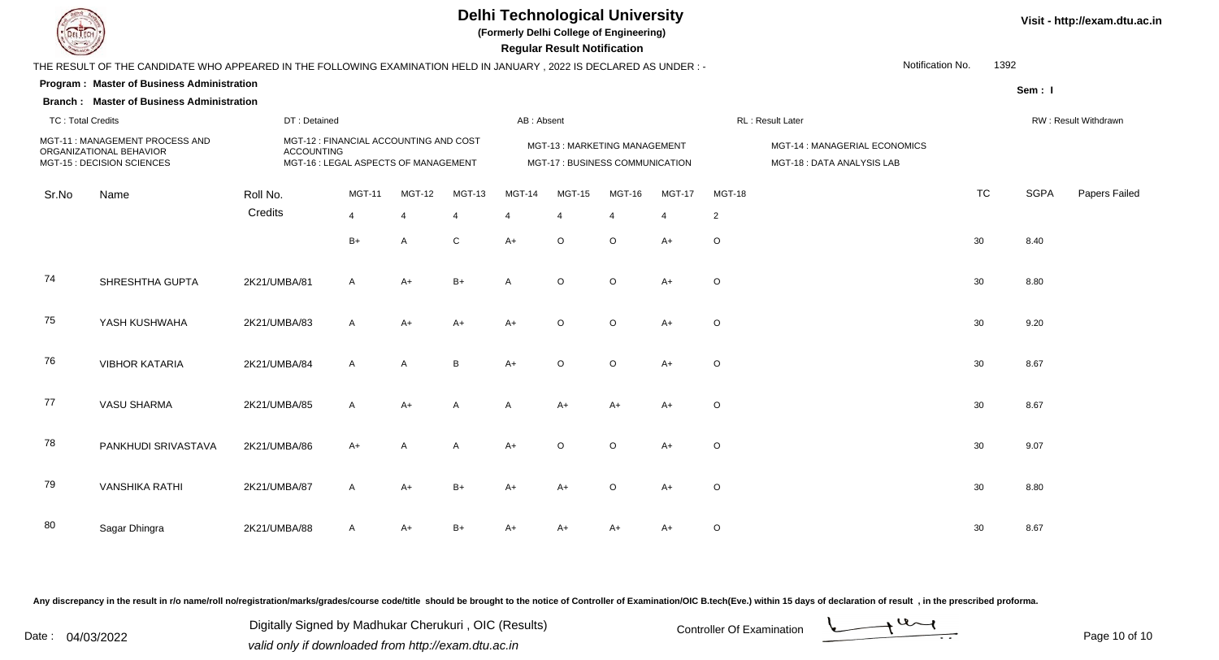# Delhi Technological University

**(Formerly Delhi College of Engineering)**

**Regular Result Notification**

Visit - http://exam.dtu.ac.in

THE RESULT OF THE CANDIDATE WHO APPEARED IN THE FOLLOWING EXAMINATION HELD IN JANUARY , 2022 IS DECLARED AS UNDER : -

Notification No. 1392

**Program : Master of Business Administration**

**Sem : I**

**Branch : Master of Business Administration**

TC : Total Credits | DT : Detained | AB : Absent | RL : Result Later | RW : Result Withdrawn

MGT-11 : MANAGEMENT PROCESS AND ORGANIZATIONAL BEHAVIOR
MGT-12 : FINANCIAL ACCOUNTING AND COST ACCOUNTING
MGT-13 : MARKETING MANAGEMENT
MGT-14 : MANAGERIAL ECONOMICS
MGT-15 : DECISION SCIENCES
MGT-16 : LEGAL ASPECTS OF MANAGEMENT
MGT-17 : BUSINESS COMMUNICATION
MGT-18 : DATA ANALYSIS LAB

| Sr.No | Name | Roll No. | MGT-11 | MGT-12 | MGT-13 | MGT-14 | MGT-15 | MGT-16 | MGT-17 | MGT-18 | TC | SGPA | Papers Failed |
|---|---|---|---|---|---|---|---|---|---|---|---|---|---|
| | | Credits | 4 | 4 | 4 | 4 | 4 | 4 | 4 | 2 | | | |
| | | | B+ | A | C | A+ | O | O | A+ | O | 30 | 8.40 | |
| 74 | SHRESHTHA GUPTA | 2K21/UMBA/81 | A | A+ | B+ | A | O | O | A+ | O | 30 | 8.80 | |
| 75 | YASH KUSHWAHA | 2K21/UMBA/83 | A | A+ | A+ | A+ | O | O | A+ | O | 30 | 9.20 | |
| 76 | VIBHOR KATARIA | 2K21/UMBA/84 | A | A | B | A+ | O | O | A+ | O | 30 | 8.67 | |
| 77 | VASU SHARMA | 2K21/UMBA/85 | A | A+ | A | A | A+ | A+ | A+ | O | 30 | 8.67 | |
| 78 | PANKHUDI SRIVASTAVA | 2K21/UMBA/86 | A+ | A | A | A+ | O | O | A+ | O | 30 | 9.07 | |
| 79 | VANSHIKA RATHI | 2K21/UMBA/87 | A | A+ | B+ | A+ | A+ | O | A+ | O | 30 | 8.80 | |
| 80 | Sagar Dhingra | 2K21/UMBA/88 | A | A+ | B+ | A+ | A+ | A+ | A+ | O | 30 | 8.67 | |

Any discrepancy in the result in r/o name/roll no/registration/marks/grades/course code/title should be brought to the notice of Controller of Examination/OIC B.tech(Eve.) within 15 days of declaration of result , in the prescribed proforma.

Date : 04/03/2022

Digitally Signed by Madhukar Cherukuri , OIC (Results)
valid only if downloaded from http://exam.dtu.ac.in

Controller Of Examination